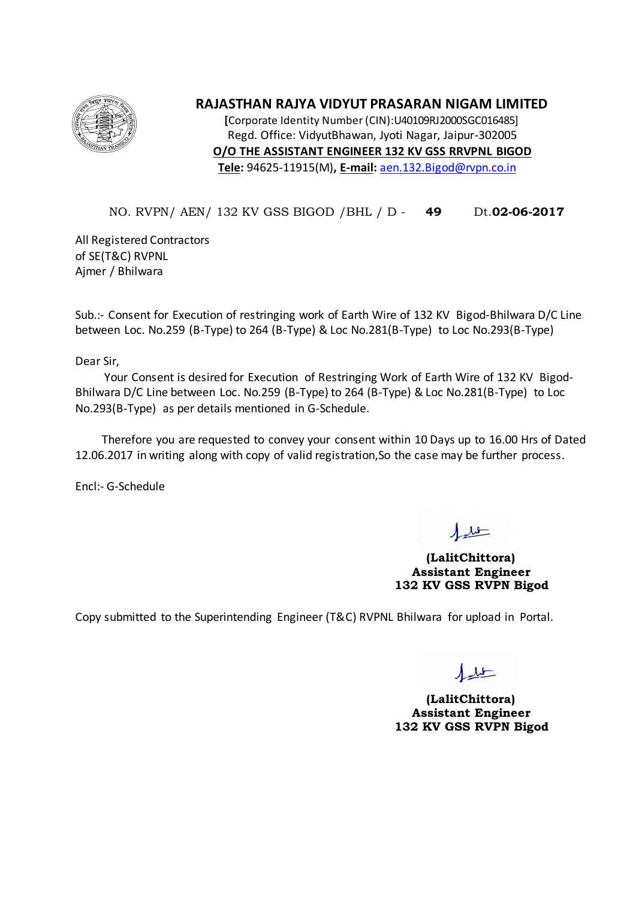# RAJASTHAN RAJYA VIDYUT PRASARAN NIGAM LIMITED

**[**Corporate Identity Number (CIN):U40109RJ2000SGC016485]
Regd. Office: VidyutBhawan, Jyoti Nagar, Jaipur-302005
**O/O THE ASSISTANT ENGINEER 132 KV GSS RRVPNL BIGOD**
**Tele:** 94625-11915(M)**, E-mail:** aen.132.Bigod@rvpn.co.in

NO. RVPN/ AEN/ 132 KV GSS BIGOD /BHL / D - **49** Dt.**02-06-2017**

All Registered Contractors
of SE(T&C) RVPNL
Ajmer / Bhilwara

Sub.:- Consent for Execution of restringing work of Earth Wire of 132 KV Bigod-Bhilwara D/C Line between Loc. No.259 (B-Type) to 264 (B-Type) & Loc No.281(B-Type) to Loc No.293(B-Type)

Dear Sir,

Your Consent is desired for Execution of Restringing Work of Earth Wire of 132 KV Bigod-Bhilwara D/C Line between Loc. No.259 (B-Type) to 264 (B-Type) & Loc No.281(B-Type) to Loc No.293(B-Type) as per details mentioned in G-Schedule.

Therefore you are requested to convey your consent within 10 Days up to 16.00 Hrs of Dated 12.06.2017 in writing along with copy of valid registration,So the case may be further process.

Encl:- G-Schedule

**(LalitChittora)**
**Assistant Engineer**
**132 KV GSS RVPN Bigod**

Copy submitted to the Superintending Engineer (T&C) RVPNL Bhilwara for upload in Portal.

**(LalitChittora)**
**Assistant Engineer**
**132 KV GSS RVPN Bigod**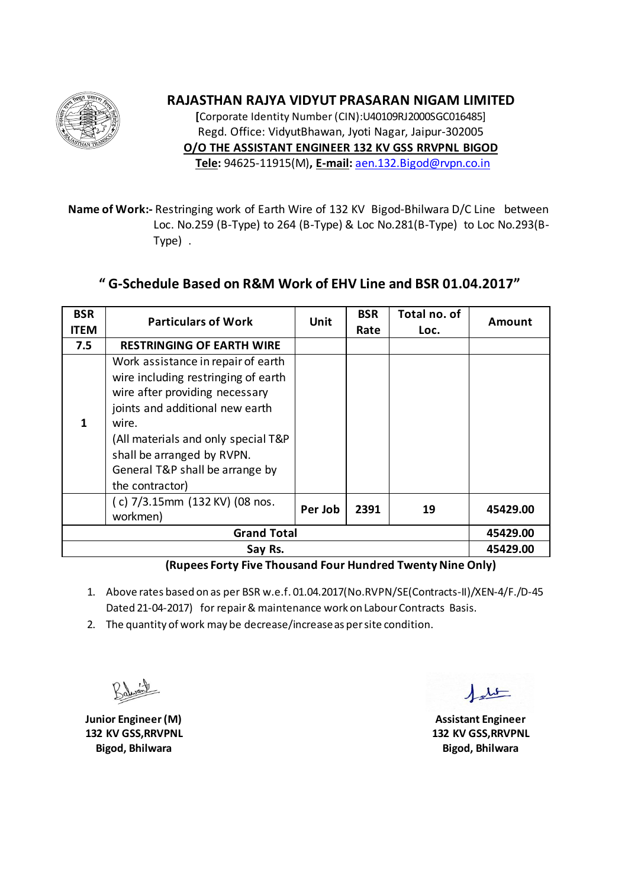# RAJASTHAN RAJYA VIDYUT PRASARAN NIGAM LIMITED

[Corporate Identity Number (CIN):U40109RJ2000SGC016485]
Regd. Office: VidyutBhawan, Jyoti Nagar, Jaipur-302005
**O/O THE ASSISTANT ENGINEER 132 KV GSS RRVPNL BIGOD**
**Tele:** 94625-11915(M), **E-mail:** aen.132.Bigod@rvpn.co.in

**Name of Work:-** Restringing work of Earth Wire of 132 KV Bigod-Bhilwara D/C Line between Loc. No.259 (B-Type) to 264 (B-Type) & Loc No.281(B-Type) to Loc No.293(B-Type) .

## " G-Schedule Based on R&M Work of EHV Line and BSR 01.04.2017"

| BSR ITEM | Particulars of Work | Unit | BSR Rate | Total no. of Loc. | Amount |
|---|---|---|---|---|---|
| **7.5** | **RESTRINGING OF EARTH WIRE** | | | | |
| **1** | Work assistance in repair of earth wire including restringing of earth wire after providing necessary joints and additional new earth wire. (All materials and only special T&P shall be arranged by RVPN. General T&P shall be arrange by the contractor) | | | | |
| | ( c) 7/3.15mm (132 KV) (08 nos. workmen) | **Per Job** | **2391** | **19** | **45429.00** |
| **Grand Total** | | | | | **45429.00** |
| **Say Rs.** | | | | | **45429.00** |

**(Rupees Forty Five Thousand Four Hundred Twenty Nine Only)**

1. Above rates based on as per BSR w.e.f. 01.04.2017(No.RVPN/SE(Contracts-II)/XEN-4/F./D-45 Dated 21-04-2017) for repair & maintenance work on Labour Contracts Basis.
2. The quantity of work may be decrease/increase as per site condition.

**Junior Engineer (M)**
**132 KV GSS,RRVPNL**
**Bigod, Bhilwara**

**Assistant Engineer**
**132 KV GSS,RRVPNL**
**Bigod, Bhilwara**